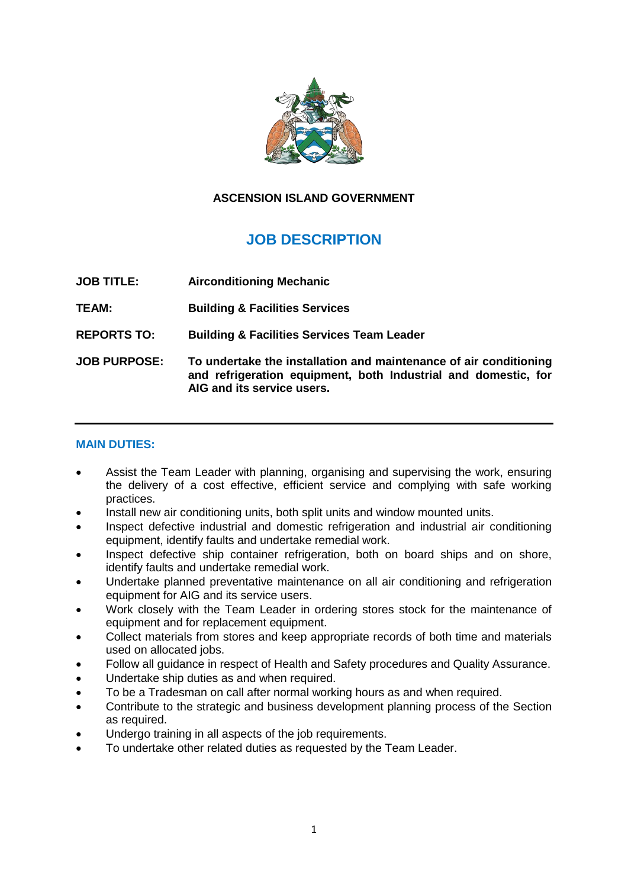**ASCENSION ISLAND GOVERNMENT**

# JOB DESCRIPTION

**JOB TITLE:** **Airconditioning Mechanic**

**TEAM:** **Building & Facilities Services**

**REPORTS TO:** **Building & Facilities Services Team Leader**

**JOB PURPOSE:** **To undertake the installation and maintenance of air conditioning and refrigeration equipment, both Industrial and domestic, for AIG and its service users.**

---

## MAIN DUTIES:

- Assist the Team Leader with planning, organising and supervising the work, ensuring the delivery of a cost effective, efficient service and complying with safe working practices.
- Install new air conditioning units, both split units and window mounted units.
- Inspect defective industrial and domestic refrigeration and industrial air conditioning equipment, identify faults and undertake remedial work.
- Inspect defective ship container refrigeration, both on board ships and on shore, identify faults and undertake remedial work.
- Undertake planned preventative maintenance on all air conditioning and refrigeration equipment for AIG and its service users.
- Work closely with the Team Leader in ordering stores stock for the maintenance of equipment and for replacement equipment.
- Collect materials from stores and keep appropriate records of both time and materials used on allocated jobs.
- Follow all guidance in respect of Health and Safety procedures and Quality Assurance.
- Undertake ship duties as and when required.
- To be a Tradesman on call after normal working hours as and when required.
- Contribute to the strategic and business development planning process of the Section as required.
- Undergo training in all aspects of the job requirements.
- To undertake other related duties as requested by the Team Leader.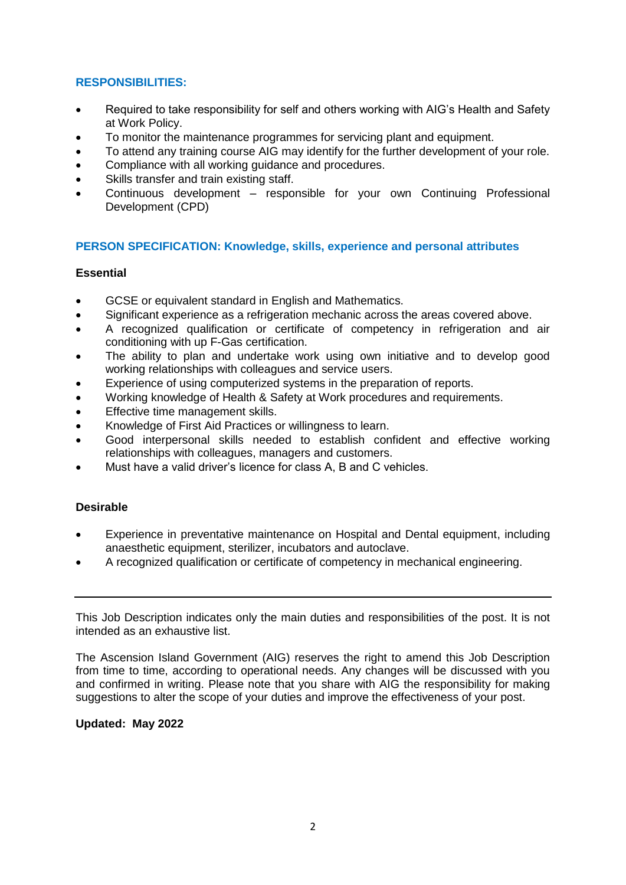## RESPONSIBILITIES:

- Required to take responsibility for self and others working with AIG's Health and Safety at Work Policy.
- To monitor the maintenance programmes for servicing plant and equipment.
- To attend any training course AIG may identify for the further development of your role.
- Compliance with all working guidance and procedures.
- Skills transfer and train existing staff.
- Continuous development – responsible for your own Continuing Professional Development (CPD)

## PERSON SPECIFICATION: Knowledge, skills, experience and personal attributes

**Essential**

- GCSE or equivalent standard in English and Mathematics.
- Significant experience as a refrigeration mechanic across the areas covered above.
- A recognized qualification or certificate of competency in refrigeration and air conditioning with up F-Gas certification.
- The ability to plan and undertake work using own initiative and to develop good working relationships with colleagues and service users.
- Experience of using computerized systems in the preparation of reports.
- Working knowledge of Health & Safety at Work procedures and requirements.
- Effective time management skills.
- Knowledge of First Aid Practices or willingness to learn.
- Good interpersonal skills needed to establish confident and effective working relationships with colleagues, managers and customers.
- Must have a valid driver's licence for class A, B and C vehicles.

**Desirable**

- Experience in preventative maintenance on Hospital and Dental equipment, including anaesthetic equipment, sterilizer, incubators and autoclave.
- A recognized qualification or certificate of competency in mechanical engineering.

---

This Job Description indicates only the main duties and responsibilities of the post. It is not intended as an exhaustive list.

The Ascension Island Government (AIG) reserves the right to amend this Job Description from time to time, according to operational needs. Any changes will be discussed with you and confirmed in writing. Please note that you share with AIG the responsibility for making suggestions to alter the scope of your duties and improve the effectiveness of your post.

**Updated: May 2022**